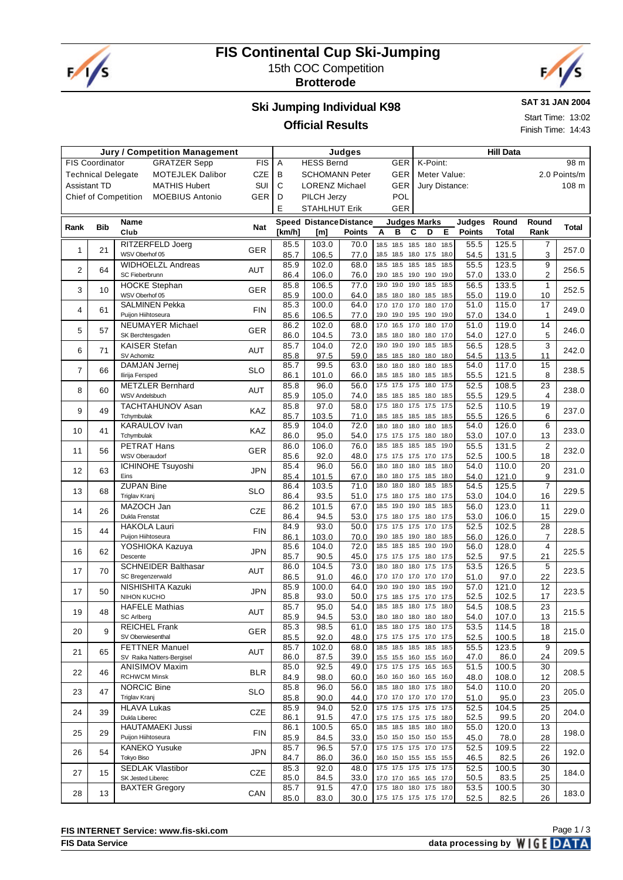# FIS Continental Cup Ski-Jumping

15th COC Competition

**Brotterode**

## Ski Jumping Individual K98

**SAT 31 JAN 2004**

## Official Results

Start Time: 13:02

Finish Time: 14:43

| Jury / Competition Management | | | Judges | | | Hill Data | |
|---|---|---|---|---|---|---|---|
| FIS Coordinator | GRATZER Sepp | FIS | A | HESS Bernd | GER | K-Point: | 98 m |
| Technical Delegate | MOTEJLEK Dalibor | CZE | B | SCHOMANN Peter | GER | Meter Value: | 2.0 Points/m |
| Assistant TD | MATHIS Hubert | SUI | C | LORENZ Michael | GER | Jury Distance: | 108 m |
| Chief of Competition | MOEBIUS Antonio | GER | D | PILCH Jerzy | POL | | |
| | | | E | STAHLHUT Erik | GER | | |

| Rank | Bib | Name / Club | Nat | Speed [km/h] | Distance [m] | Distance Points | A | B | C | D | E | Judges Points | Round Total | Round Rank | Total |
|---|---|---|---|---|---|---|---|---|---|---|---|---|---|---|---|
| 1 | 21 | RITZERFELD Joerg / WSV Oberhof 05 | GER | 85.5 | 103.0 | 70.0 | 18.5 | 18.5 | 18.5 | 18.0 | 18.5 | 55.5 | 125.5 | 7 | 257.0 |
| | | | | 85.7 | 106.5 | 77.0 | 18.5 | 18.5 | 18.0 | 17.5 | 18.0 | 54.5 | 131.5 | 3 | |
| 2 | 64 | WIDHOELZL Andreas / SC Fieberbrunn | AUT | 85.9 | 102.0 | 68.0 | 18.5 | 18.5 | 18.5 | 18.5 | 18.5 | 55.5 | 123.5 | 9 | 256.5 |
| | | | | 86.4 | 106.0 | 76.0 | 19.0 | 18.5 | 19.0 | 19.0 | 19.0 | 57.0 | 133.0 | 2 | |
| 3 | 10 | HOCKE Stephan / WSV Oberhof 05 | GER | 85.8 | 106.5 | 77.0 | 19.0 | 19.0 | 19.0 | 18.5 | 18.5 | 56.5 | 133.5 | 1 | 252.5 |
| | | | | 85.9 | 100.0 | 64.0 | 18.5 | 18.0 | 18.0 | 18.5 | 18.5 | 55.0 | 119.0 | 10 | |
| 4 | 61 | SALMINEN Pekka / Puijon Hiihtoseura | FIN | 85.3 | 100.0 | 64.0 | 17.0 | 17.0 | 17.0 | 18.0 | 17.0 | 51.0 | 115.0 | 17 | 249.0 |
| | | | | 85.6 | 106.5 | 77.0 | 19.0 | 19.0 | 19.5 | 19.0 | 19.0 | 57.0 | 134.0 | 1 | |
| 5 | 57 | NEUMAYER Michael / SK Berchtesgaden | GER | 86.2 | 102.0 | 68.0 | 17.0 | 16.5 | 17.0 | 18.0 | 17.0 | 51.0 | 119.0 | 14 | 246.0 |
| | | | | 86.0 | 104.5 | 73.0 | 18.5 | 18.0 | 18.0 | 18.0 | 17.0 | 54.0 | 127.0 | 5 | |
| 6 | 71 | KAISER Stefan / SV Achomitz | AUT | 85.7 | 104.0 | 72.0 | 19.0 | 19.0 | 19.0 | 18.5 | 18.5 | 56.5 | 128.5 | 3 | 242.0 |
| | | | | 85.8 | 97.5 | 59.0 | 18.5 | 18.5 | 18.0 | 18.0 | 18.0 | 54.5 | 113.5 | 11 | |
| 7 | 66 | DAMJAN Jernej / Ilirija Fersped | SLO | 85.7 | 99.5 | 63.0 | 18.0 | 18.0 | 18.0 | 18.5 | 18.0 | 54.0 | 117.0 | 15 | 238.5 |
| | | | | 86.1 | 101.0 | 66.0 | 18.5 | 18.5 | 18.0 | 18.5 | 18.5 | 55.5 | 121.5 | 8 | |
| 8 | 60 | METZLER Bernhard / WSV Andelsbuch | AUT | 85.8 | 96.0 | 56.0 | 17.5 | 17.5 | 17.5 | 18.0 | 17.5 | 52.5 | 108.5 | 23 | 238.0 |
| | | | | 85.9 | 105.0 | 74.0 | 18.5 | 18.5 | 18.5 | 18.0 | 18.5 | 55.5 | 129.5 | 4 | |
| 9 | 49 | TACHTAHUNOV Asan / Tchymbulak | KAZ | 85.8 | 97.0 | 58.0 | 17.5 | 18.0 | 17.5 | 17.5 | 17.5 | 52.5 | 110.5 | 19 | 237.0 |
| | | | | 85.7 | 103.5 | 71.0 | 18.5 | 18.5 | 18.5 | 18.5 | 18.5 | 55.5 | 126.5 | 6 | |
| 10 | 41 | KARAULOV Ivan / Tchymbulak | KAZ | 85.9 | 104.0 | 72.0 | 18.0 | 18.0 | 18.0 | 18.0 | 18.5 | 54.0 | 126.0 | 6 | 233.0 |
| | | | | 86.0 | 95.0 | 54.0 | 17.5 | 17.5 | 17.5 | 18.0 | 18.0 | 53.0 | 107.0 | 13 | |
| 11 | 56 | PETRAT Hans / WSV Oberaudorf | GER | 86.0 | 106.0 | 76.0 | 18.5 | 18.5 | 18.5 | 18.5 | 19.0 | 55.5 | 131.5 | 2 | 232.0 |
| | | | | 85.6 | 92.0 | 48.0 | 17.5 | 17.5 | 17.5 | 17.0 | 17.5 | 52.5 | 100.5 | 18 | |
| 12 | 63 | ICHINOHE Tsuyoshi / Eins | JPN | 85.4 | 96.0 | 56.0 | 18.0 | 18.0 | 18.0 | 18.5 | 18.0 | 54.0 | 110.0 | 20 | 231.0 |
| | | | | 85.4 | 101.5 | 67.0 | 18.0 | 18.0 | 17.5 | 18.5 | 18.0 | 54.0 | 121.0 | 9 | |
| 13 | 68 | ZUPAN Bine / Triglav Kranj | SLO | 86.4 | 103.5 | 71.0 | 18.0 | 18.0 | 18.0 | 18.5 | 18.5 | 54.5 | 125.5 | 7 | 229.5 |
| | | | | 86.4 | 93.5 | 51.0 | 17.5 | 18.0 | 17.5 | 18.0 | 17.5 | 53.0 | 104.0 | 16 | |
| 14 | 26 | MAZOCH Jan / Dukla Frenstat | CZE | 86.2 | 101.5 | 67.0 | 18.5 | 19.0 | 19.0 | 18.5 | 18.5 | 56.0 | 123.0 | 11 | 229.0 |
| | | | | 86.4 | 94.5 | 53.0 | 17.5 | 18.0 | 17.5 | 18.0 | 17.5 | 53.0 | 106.0 | 15 | |
| 15 | 44 | HAKOLA Lauri / Puijon Hiihtoseura | FIN | 84.9 | 93.0 | 50.0 | 17.5 | 17.5 | 17.5 | 17.0 | 17.5 | 52.5 | 102.5 | 28 | 228.5 |
| | | | | 86.1 | 103.0 | 70.0 | 19.0 | 18.5 | 19.0 | 18.0 | 18.5 | 56.0 | 126.0 | 7 | |
| 16 | 62 | YOSHIOKA Kazuya / Descente | JPN | 85.6 | 104.0 | 72.0 | 18.5 | 18.5 | 18.5 | 19.0 | 19.0 | 56.0 | 128.0 | 4 | 225.5 |
| | | | | 85.7 | 90.5 | 45.0 | 17.5 | 17.5 | 17.5 | 18.0 | 17.5 | 52.5 | 97.5 | 21 | |
| 17 | 70 | SCHNEIDER Balthasar / SC Bregenzerwald | AUT | 86.0 | 104.5 | 73.0 | 18.0 | 18.0 | 18.0 | 17.5 | 17.5 | 53.5 | 126.5 | 5 | 223.5 |
| | | | | 86.5 | 91.0 | 46.0 | 17.0 | 17.0 | 17.0 | 17.0 | 17.0 | 51.0 | 97.0 | 22 | |
| 17 | 50 | NISHISHITA Kazuki / NIHON KUCHO | JPN | 85.9 | 100.0 | 64.0 | 19.0 | 19.0 | 19.0 | 18.5 | 19.0 | 57.0 | 121.0 | 12 | 223.5 |
| | | | | 85.8 | 93.0 | 50.0 | 17.5 | 18.5 | 17.5 | 17.0 | 17.5 | 52.5 | 102.5 | 17 | |
| 19 | 48 | HAFELE Mathias / SC Arlberg | AUT | 85.7 | 95.0 | 54.0 | 18.5 | 18.5 | 18.0 | 17.5 | 18.0 | 54.5 | 108.5 | 23 | 215.5 |
| | | | | 85.9 | 94.5 | 53.0 | 18.0 | 18.0 | 18.0 | 18.0 | 18.0 | 54.0 | 107.0 | 13 | |
| 20 | 9 | REICHEL Frank / SV Oberwiesenthal | GER | 85.3 | 98.5 | 61.0 | 18.5 | 18.0 | 17.5 | 18.0 | 17.5 | 53.5 | 114.5 | 18 | 215.0 |
| | | | | 85.5 | 92.0 | 48.0 | 17.5 | 17.5 | 17.5 | 17.0 | 17.5 | 52.5 | 100.5 | 18 | |
| 21 | 65 | FETTNER Manuel / SV Raika Natters-Bergisel | AUT | 85.7 | 102.0 | 68.0 | 18.5 | 18.5 | 18.5 | 18.5 | 18.5 | 55.5 | 123.5 | 9 | 209.5 |
| | | | | 86.0 | 87.5 | 39.0 | 15.5 | 15.5 | 16.0 | 15.5 | 16.0 | 47.0 | 86.0 | 24 | |
| 22 | 46 | ANISIMOV Maxim / RCHWCM Minsk | BLR | 85.0 | 92.5 | 49.0 | 17.5 | 17.5 | 17.5 | 16.5 | 16.5 | 51.5 | 100.5 | 30 | 208.5 |
| | | | | 84.9 | 98.0 | 60.0 | 16.0 | 16.0 | 16.0 | 16.5 | 16.0 | 48.0 | 108.0 | 12 | |
| 23 | 47 | NORCIC Bine / Triglav Kranj | SLO | 85.8 | 96.0 | 56.0 | 18.5 | 18.0 | 18.0 | 17.5 | 18.0 | 54.0 | 110.0 | 20 | 205.0 |
| | | | | 85.8 | 90.0 | 44.0 | 17.0 | 17.0 | 17.0 | 17.0 | 17.0 | 51.0 | 95.0 | 23 | |
| 24 | 39 | HLAVA Lukas / Dukla Liberec | CZE | 85.9 | 94.0 | 52.0 | 17.5 | 17.5 | 17.5 | 17.5 | 17.5 | 52.5 | 104.5 | 25 | 204.0 |
| | | | | 86.1 | 91.5 | 47.0 | 17.5 | 17.5 | 17.5 | 17.5 | 18.0 | 52.5 | 99.5 | 20 | |
| 25 | 29 | HAUTAMAEKI Jussi / Puijon Hiihtoseura | FIN | 86.1 | 100.5 | 65.0 | 18.5 | 18.5 | 18.5 | 18.0 | 18.0 | 55.0 | 120.0 | 13 | 198.0 |
| | | | | 85.9 | 84.5 | 33.0 | 15.0 | 15.0 | 15.0 | 15.0 | 15.5 | 45.0 | 78.0 | 28 | |
| 26 | 54 | KANEKO Yusuke / Tokyo Biso | JPN | 85.7 | 96.5 | 57.0 | 17.5 | 17.5 | 17.5 | 17.0 | 17.5 | 52.5 | 109.5 | 22 | 192.0 |
| | | | | 84.7 | 86.0 | 36.0 | 16.0 | 15.0 | 15.5 | 15.5 | 15.5 | 46.5 | 82.5 | 26 | |
| 27 | 15 | SEDLAK Vlastibor / SK Jested Liberec | CZE | 85.3 | 92.0 | 48.0 | 17.5 | 17.5 | 17.5 | 17.5 | 17.5 | 52.5 | 100.5 | 30 | 184.0 |
| | | | | 85.0 | 84.5 | 33.0 | 17.0 | 17.0 | 16.5 | 16.5 | 17.0 | 50.5 | 83.5 | 25 | |
| 28 | 13 | BAXTER Gregory | CAN | 85.7 | 91.5 | 47.0 | 17.5 | 18.0 | 18.0 | 17.5 | 18.0 | 53.5 | 100.5 | 30 | 183.0 |
| | | | | 85.0 | 83.0 | 30.0 | 17.5 | 17.5 | 17.5 | 17.5 | 17.0 | 52.5 | 82.5 | 26 | |

FIS INTERNET Service: www.fis-ski.com

FIS Data Service

data processing by WIGE DATA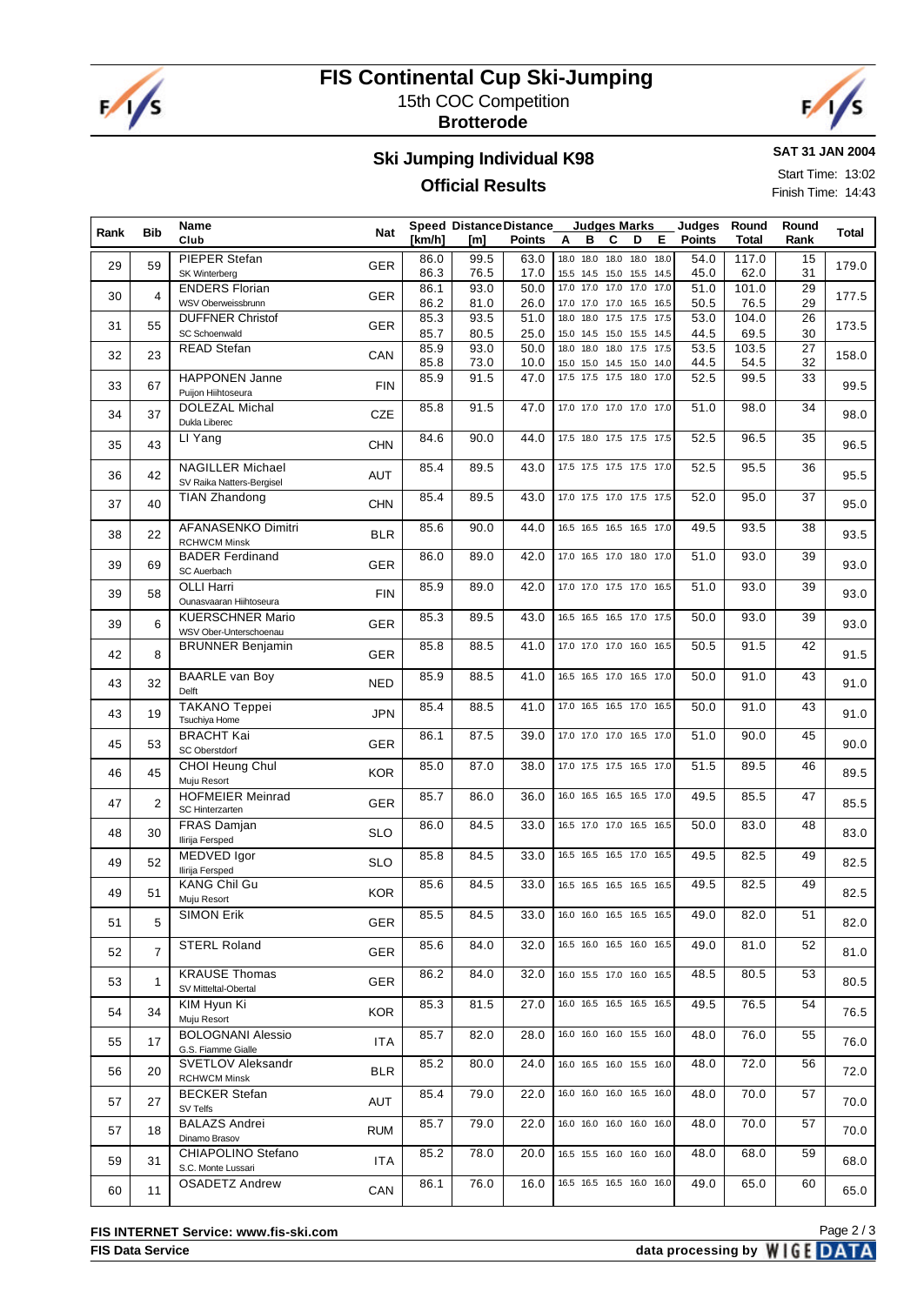# FIS Continental Cup Ski-Jumping

15th COC Competition

**Brotterode**

## Ski Jumping Individual K98

**SAT 31 JAN 2004**

## Official Results

Start Time: 13:02

Finish Time: 14:43

| Rank | Bib | Name Club | Nat | Speed [km/h] | Distance [m] | Distance Points | Judges Marks A | B | C | D | E | Judges Points | Round Total | Round Rank | Total |
|---|---|---|---|---|---|---|---|---|---|---|---|---|---|---|---|
| 29 | 59 | PIEPER Stefan SK Winterberg | GER | 86.0 / 86.3 | 99.5 / 76.5 | 63.0 / 17.0 | 18.0 / 15.5 | 18.0 / 14.5 | 18.0 / 15.0 | 18.0 / 15.5 | 18.0 / 14.5 | 54.0 / 45.0 | 117.0 / 62.0 | 15 / 31 | 179.0 |
| 30 | 4 | ENDERS Florian WSV Oberweissbrunn | GER | 86.1 / 86.2 | 93.0 / 81.0 | 50.0 / 26.0 | 17.0 / 17.0 | 17.0 / 17.0 | 17.0 / 17.0 | 17.0 / 16.5 | 17.0 / 16.5 | 51.0 / 50.5 | 101.0 / 76.5 | 29 / 29 | 177.5 |
| 31 | 55 | DUFFNER Christof SC Schoenwald | GER | 85.3 / 85.7 | 93.5 / 80.5 | 51.0 / 25.0 | 18.0 / 15.0 | 18.0 / 14.5 | 17.5 / 15.0 | 17.5 / 15.5 | 17.5 / 14.5 | 53.0 / 44.5 | 104.0 / 69.5 | 26 / 30 | 173.5 |
| 32 | 23 | READ Stefan | CAN | 85.9 / 85.8 | 93.0 / 73.0 | 50.0 / 10.0 | 18.0 / 15.0 | 18.0 / 15.0 | 18.0 / 14.5 | 17.5 / 15.0 | 17.5 / 14.0 | 53.5 / 44.5 | 103.5 / 54.5 | 27 / 32 | 158.0 |
| 33 | 67 | HAPPONEN Janne Puijon Hiihtoseura | FIN | 85.9 | 91.5 | 47.0 | 17.5 | 17.5 | 17.5 | 18.0 | 17.0 | 52.5 | 99.5 | 33 | 99.5 |
| 34 | 37 | DOLEZAL Michal Dukla Liberec | CZE | 85.8 | 91.5 | 47.0 | 17.0 | 17.0 | 17.0 | 17.0 | 17.0 | 51.0 | 98.0 | 34 | 98.0 |
| 35 | 43 | LI Yang | CHN | 84.6 | 90.0 | 44.0 | 17.5 | 18.0 | 17.5 | 17.5 | 17.5 | 52.5 | 96.5 | 35 | 96.5 |
| 36 | 42 | NAGILLER Michael SV Raika Natters-Bergisel | AUT | 85.4 | 89.5 | 43.0 | 17.5 | 17.5 | 17.5 | 17.5 | 17.0 | 52.5 | 95.5 | 36 | 95.5 |
| 37 | 40 | TIAN Zhandong | CHN | 85.4 | 89.5 | 43.0 | 17.0 | 17.5 | 17.0 | 17.5 | 17.5 | 52.0 | 95.0 | 37 | 95.0 |
| 38 | 22 | AFANASENKO Dimitri RCHWCM Minsk | BLR | 85.6 | 90.0 | 44.0 | 16.5 | 16.5 | 16.5 | 16.5 | 17.0 | 49.5 | 93.5 | 38 | 93.5 |
| 39 | 69 | BADER Ferdinand SC Auerbach | GER | 86.0 | 89.0 | 42.0 | 17.0 | 16.5 | 17.0 | 18.0 | 17.0 | 51.0 | 93.0 | 39 | 93.0 |
| 39 | 58 | OLLI Harri Ounasvaaran Hiihtoseura | FIN | 85.9 | 89.0 | 42.0 | 17.0 | 17.0 | 17.5 | 17.0 | 16.5 | 51.0 | 93.0 | 39 | 93.0 |
| 39 | 6 | KUERSCHNER Mario WSV Ober-Unterschoenau | GER | 85.3 | 89.5 | 43.0 | 16.5 | 16.5 | 16.5 | 17.0 | 17.5 | 50.0 | 93.0 | 39 | 93.0 |
| 42 | 8 | BRUNNER Benjamin | GER | 85.8 | 88.5 | 41.0 | 17.0 | 17.0 | 17.0 | 16.0 | 16.5 | 50.5 | 91.5 | 42 | 91.5 |
| 43 | 32 | BAARLE van Boy Delft | NED | 85.9 | 88.5 | 41.0 | 16.5 | 16.5 | 17.0 | 16.5 | 17.0 | 50.0 | 91.0 | 43 | 91.0 |
| 43 | 19 | TAKANO Teppei Tsuchiya Home | JPN | 85.4 | 88.5 | 41.0 | 17.0 | 16.5 | 16.5 | 17.0 | 16.5 | 50.0 | 91.0 | 43 | 91.0 |
| 45 | 53 | BRACHT Kai SC Oberstdorf | GER | 86.1 | 87.5 | 39.0 | 17.0 | 17.0 | 17.0 | 16.5 | 17.0 | 51.0 | 90.0 | 45 | 90.0 |
| 46 | 45 | CHOI Heung Chul Muju Resort | KOR | 85.0 | 87.0 | 38.0 | 17.0 | 17.5 | 17.5 | 16.5 | 17.0 | 51.5 | 89.5 | 46 | 89.5 |
| 47 | 2 | HOFMEIER Meinrad SC Hinterzarten | GER | 85.7 | 86.0 | 36.0 | 16.0 | 16.5 | 16.5 | 16.5 | 17.0 | 49.5 | 85.5 | 47 | 85.5 |
| 48 | 30 | FRAS Damjan Ilirija Fersped | SLO | 86.0 | 84.5 | 33.0 | 16.5 | 17.0 | 17.0 | 16.5 | 16.5 | 50.0 | 83.0 | 48 | 83.0 |
| 49 | 52 | MEDVED Igor Ilirija Fersped | SLO | 85.8 | 84.5 | 33.0 | 16.5 | 16.5 | 16.5 | 17.0 | 16.5 | 49.5 | 82.5 | 49 | 82.5 |
| 49 | 51 | KANG Chil Gu Muju Resort | KOR | 85.6 | 84.5 | 33.0 | 16.5 | 16.5 | 16.5 | 16.5 | 16.5 | 49.5 | 82.5 | 49 | 82.5 |
| 51 | 5 | SIMON Erik | GER | 85.5 | 84.5 | 33.0 | 16.0 | 16.0 | 16.5 | 16.5 | 16.5 | 49.0 | 82.0 | 51 | 82.0 |
| 52 | 7 | STERL Roland | GER | 85.6 | 84.0 | 32.0 | 16.5 | 16.0 | 16.5 | 16.0 | 16.5 | 49.0 | 81.0 | 52 | 81.0 |
| 53 | 1 | KRAUSE Thomas SV Mitteltal-Obertal | GER | 86.2 | 84.0 | 32.0 | 16.0 | 15.5 | 17.0 | 16.0 | 16.5 | 48.5 | 80.5 | 53 | 80.5 |
| 54 | 34 | KIM Hyun Ki Muju Resort | KOR | 85.3 | 81.5 | 27.0 | 16.0 | 16.5 | 16.5 | 16.5 | 16.5 | 49.5 | 76.5 | 54 | 76.5 |
| 55 | 17 | BOLOGNANI Alessio G.S. Fiamme Gialle | ITA | 85.7 | 82.0 | 28.0 | 16.0 | 16.0 | 16.0 | 15.5 | 16.0 | 48.0 | 76.0 | 55 | 76.0 |
| 56 | 20 | SVETLOV Aleksandr RCHWCM Minsk | BLR | 85.2 | 80.0 | 24.0 | 16.0 | 16.5 | 16.0 | 15.5 | 16.0 | 48.0 | 72.0 | 56 | 72.0 |
| 57 | 27 | BECKER Stefan SV Telfs | AUT | 85.4 | 79.0 | 22.0 | 16.0 | 16.0 | 16.0 | 16.5 | 16.0 | 48.0 | 70.0 | 57 | 70.0 |
| 57 | 18 | BALAZS Andrei Dinamo Brasov | RUM | 85.7 | 79.0 | 22.0 | 16.0 | 16.0 | 16.0 | 16.0 | 16.0 | 48.0 | 70.0 | 57 | 70.0 |
| 59 | 31 | CHIAPOLINO Stefano S.C. Monte Lussari | ITA | 85.2 | 78.0 | 20.0 | 16.5 | 15.5 | 16.0 | 16.0 | 16.0 | 48.0 | 68.0 | 59 | 68.0 |
| 60 | 11 | OSADETZ Andrew | CAN | 86.1 | 76.0 | 16.0 | 16.5 | 16.5 | 16.5 | 16.0 | 16.0 | 49.0 | 65.0 | 60 | 65.0 |

**FIS INTERNET Service: www.fis-ski.com**

**FIS Data Service**

**data processing by WIGE DATA**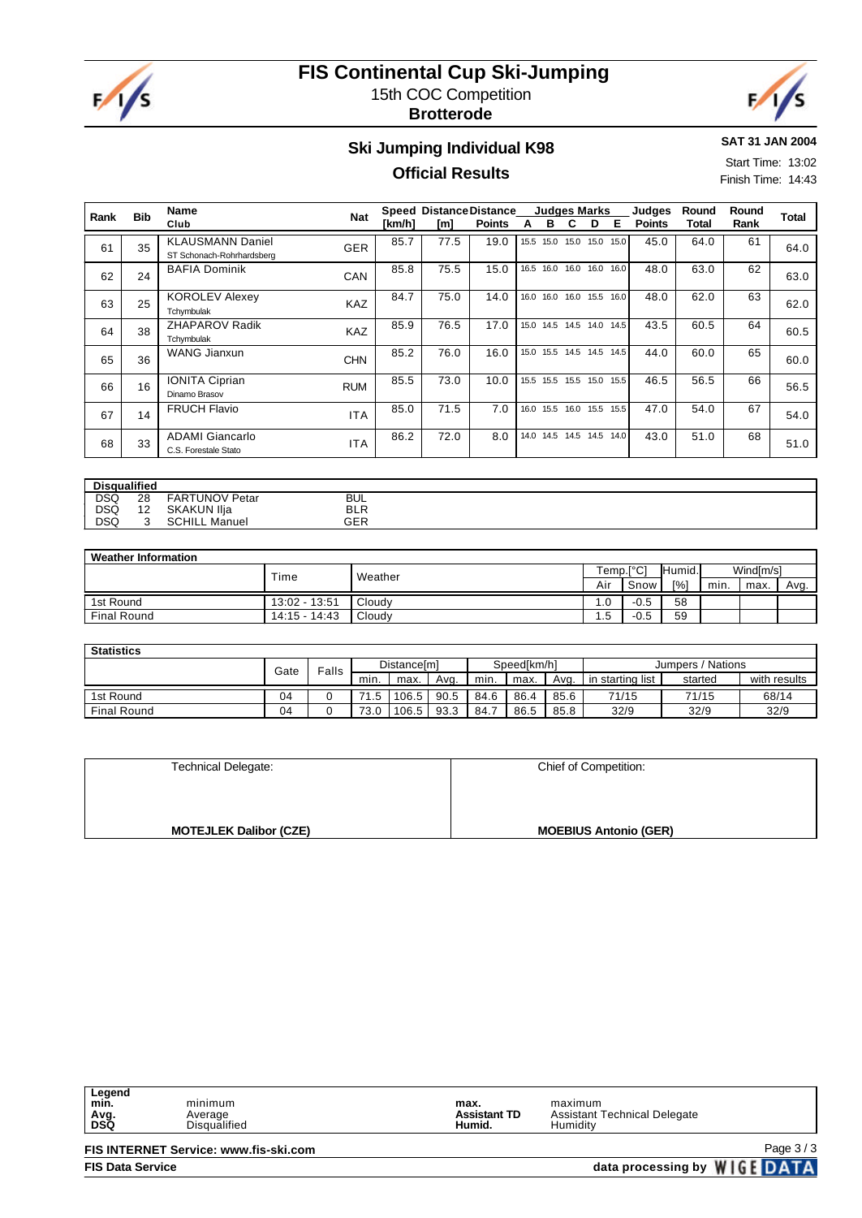# FIS Continental Cup Ski-Jumping

15th COC Competition

**Brotterode**

## Ski Jumping Individual K98

**SAT 31 JAN 2004**

## Official Results

Start Time: 13:02

Finish Time: 14:43

| Rank | Bib | Name<br>Club | Nat | Speed [km/h] | Distance [m] | Distance Points | A | B | C | D | E | Judges Points | Round Total | Round Rank | Total |
|---|---|---|---|---|---|---|---|---|---|---|---|---|---|---|---|
| 61 | 35 | KLAUSMANN Daniel<br>ST Schonach-Rohrhardsberg | GER | 85.7 | 77.5 | 19.0 | 15.5 | 15.0 | 15.0 | 15.0 | 15.0 | 45.0 | 64.0 | 61 | 64.0 |
| 62 | 24 | BAFIA Dominik | CAN | 85.8 | 75.5 | 15.0 | 16.5 | 16.0 | 16.0 | 16.0 | 16.0 | 48.0 | 63.0 | 62 | 63.0 |
| 63 | 25 | KOROLEV Alexey<br>Tchymbulak | KAZ | 84.7 | 75.0 | 14.0 | 16.0 | 16.0 | 16.0 | 15.5 | 16.0 | 48.0 | 62.0 | 63 | 62.0 |
| 64 | 38 | ZHAPAROV Radik<br>Tchymbulak | KAZ | 85.9 | 76.5 | 17.0 | 15.0 | 14.5 | 14.5 | 14.0 | 14.5 | 43.5 | 60.5 | 64 | 60.5 |
| 65 | 36 | WANG Jianxun | CHN | 85.2 | 76.0 | 16.0 | 15.0 | 15.5 | 14.5 | 14.5 | 14.5 | 44.0 | 60.0 | 65 | 60.0 |
| 66 | 16 | IONITA Ciprian<br>Dinamo Brasov | RUM | 85.5 | 73.0 | 10.0 | 15.5 | 15.5 | 15.5 | 15.0 | 15.5 | 46.5 | 56.5 | 66 | 56.5 |
| 67 | 14 | FRUCH Flavio | ITA | 85.0 | 71.5 | 7.0 | 16.0 | 15.5 | 16.0 | 15.5 | 15.5 | 47.0 | 54.0 | 67 | 54.0 |
| 68 | 33 | ADAMI Giancarlo<br>C.S. Forestale Stato | ITA | 86.2 | 72.0 | 8.0 | 14.0 | 14.5 | 14.5 | 14.5 | 14.0 | 43.0 | 51.0 | 68 | 51.0 |

**Disqualified**

| | | | |
|---|---|---|---|
| DSQ | 28 | FARTUNOV Petar | BUL |
| DSQ | 12 | SKAKUN Ilja | BLR |
| DSQ | 3 | SCHILL Manuel | GER |

**Weather Information**

| | Time | Weather | Temp.[°C] Air | Temp.[°C] Snow | Humid. [%] | Wind[m/s] min. | Wind[m/s] max. | Wind[m/s] Avg. |
|---|---|---|---|---|---|---|---|---|
| 1st Round | 13:02 - 13:51 | Cloudy | 1.0 | -0.5 | 58 | | | |
| Final Round | 14:15 - 14:43 | Cloudy | 1.5 | -0.5 | 59 | | | |

**Statistics**

| | Gate | Falls | Distance[m] min. | Distance[m] max. | Distance[m] Avg. | Speed[km/h] min. | Speed[km/h] max. | Speed[km/h] Avg. | Jumpers / Nations in starting list | Jumpers / Nations started | Jumpers / Nations with results |
|---|---|---|---|---|---|---|---|---|---|---|---|
| 1st Round | 04 | 0 | 71.5 | 106.5 | 90.5 | 84.6 | 86.4 | 85.6 | 71/15 | 71/15 | 68/14 |
| Final Round | 04 | 0 | 73.0 | 106.5 | 93.3 | 84.7 | 86.5 | 85.8 | 32/9 | 32/9 | 32/9 |

| Technical Delegate: | Chief of Competition: |
|---|---|
| **MOTEJLEK Dalibor (CZE)** | **MOEBIUS Antonio (GER)** |

**Legend**

| | | | |
|---|---|---|---|
| **min.** | minimum | **max.** | maximum |
| **Avg.** | Average | **Assistant TD** | Assistant Technical Delegate |
| **DSQ** | Disqualified | **Humid.** | Humidity |

**FIS INTERNET Service: www.fis-ski.com**

**FIS Data Service**

data processing by WIGE DATA